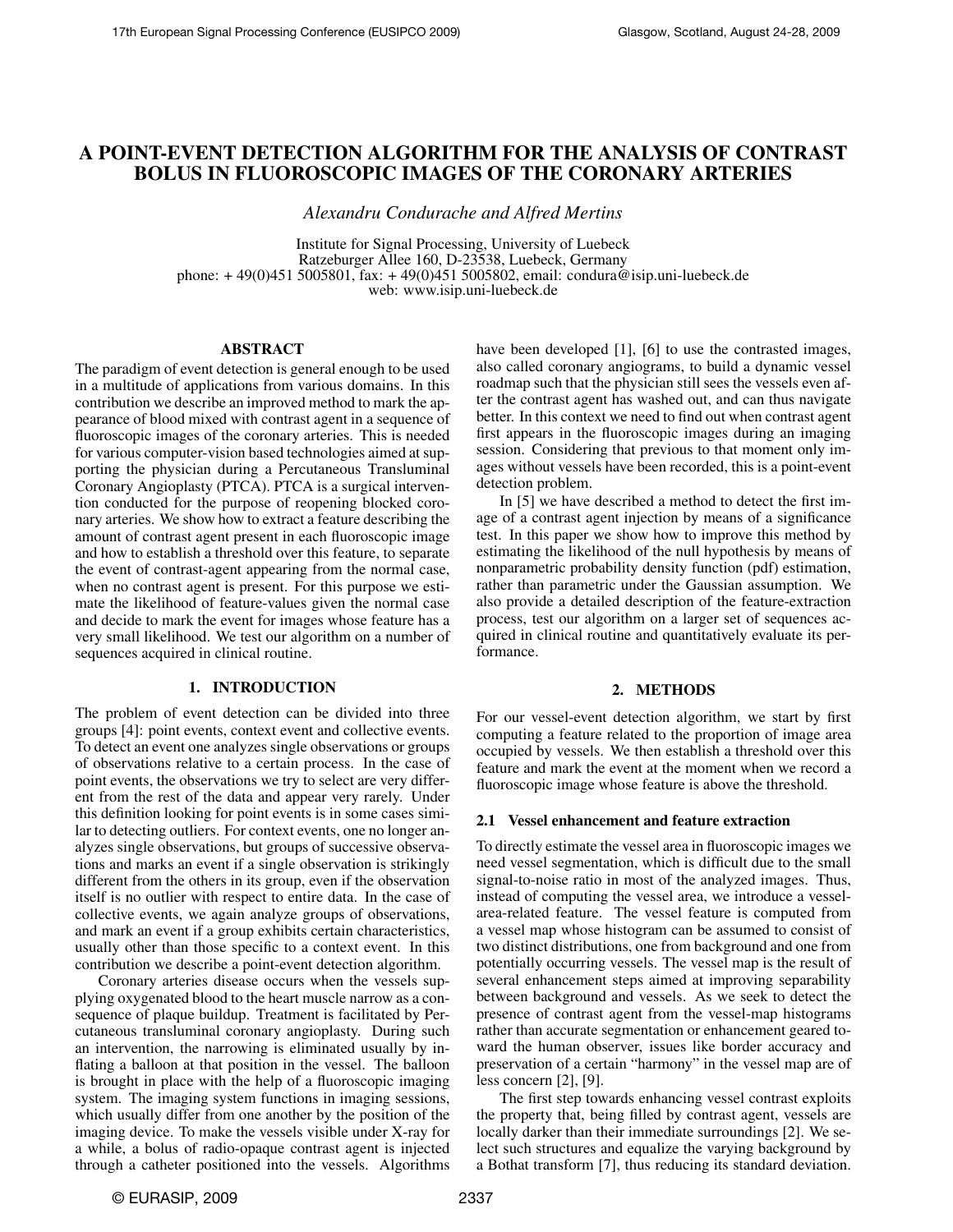# A POINT-EVENT DETECTION ALGORITHM FOR THE ANALYSIS OF CONTRAST BOLUS IN FLUOROSCOPIC IMAGES OF THE CORONARY ARTERIES

*Alexandru Condurache and Alfred Mertins*

Institute for Signal Processing, University of Luebeck
Ratzeburger Allee 160, D-23538, Luebeck, Germany
phone: + 49(0)451 5005801, fax: + 49(0)451 5005802, email: condura@isip.uni-luebeck.de
web: www.isip.uni-luebeck.de

## ABSTRACT

The paradigm of event detection is general enough to be used in a multitude of applications from various domains. In this contribution we describe an improved method to mark the appearance of blood mixed with contrast agent in a sequence of fluoroscopic images of the coronary arteries. This is needed for various computer-vision based technologies aimed at supporting the physician during a Percutaneous Transluminal Coronary Angioplasty (PTCA). PTCA is a surgical intervention conducted for the purpose of reopening blocked coronary arteries. We show how to extract a feature describing the amount of contrast agent present in each fluoroscopic image and how to establish a threshold over this feature, to separate the event of contrast-agent appearing from the normal case, when no contrast agent is present. For this purpose we estimate the likelihood of feature-values given the normal case and decide to mark the event for images whose feature has a very small likelihood. We test our algorithm on a number of sequences acquired in clinical routine.

## 1. INTRODUCTION

The problem of event detection can be divided into three groups [4]: point events, context event and collective events. To detect an event one analyzes single observations or groups of observations relative to a certain process. In the case of point events, the observations we try to select are very different from the rest of the data and appear very rarely. Under this definition looking for point events is in some cases similar to detecting outliers. For context events, one no longer analyzes single observations, but groups of successive observations and marks an event if a single observation is strikingly different from the others in its group, even if the observation itself is no outlier with respect to entire data. In the case of collective events, we again analyze groups of observations, and mark an event if a group exhibits certain characteristics, usually other than those specific to a context event. In this contribution we describe a point-event detection algorithm.

Coronary arteries disease occurs when the vessels supplying oxygenated blood to the heart muscle narrow as a consequence of plaque buildup. Treatment is facilitated by Percutaneous transluminal coronary angioplasty. During such an intervention, the narrowing is eliminated usually by inflating a balloon at that position in the vessel. The balloon is brought in place with the help of a fluoroscopic imaging system. The imaging system functions in imaging sessions, which usually differ from one another by the position of the imaging device. To make the vessels visible under X-ray for a while, a bolus of radio-opaque contrast agent is injected through a catheter positioned into the vessels. Algorithms have been developed [1], [6] to use the contrasted images, also called coronary angiograms, to build a dynamic vessel roadmap such that the physician still sees the vessels even after the contrast agent has washed out, and can thus navigate better. In this context we need to find out when contrast agent first appears in the fluoroscopic images during an imaging session. Considering that previous to that moment only images without vessels have been recorded, this is a point-event detection problem.

In [5] we have described a method to detect the first image of a contrast agent injection by means of a significance test. In this paper we show how to improve this method by estimating the likelihood of the null hypothesis by means of nonparametric probability density function (pdf) estimation, rather than parametric under the Gaussian assumption. We also provide a detailed description of the feature-extraction process, test our algorithm on a larger set of sequences acquired in clinical routine and quantitatively evaluate its performance.

## 2. METHODS

For our vessel-event detection algorithm, we start by first computing a feature related to the proportion of image area occupied by vessels. We then establish a threshold over this feature and mark the event at the moment when we record a fluoroscopic image whose feature is above the threshold.

### 2.1 Vessel enhancement and feature extraction

To directly estimate the vessel area in fluoroscopic images we need vessel segmentation, which is difficult due to the small signal-to-noise ratio in most of the analyzed images. Thus, instead of computing the vessel area, we introduce a vessel-area-related feature. The vessel feature is computed from a vessel map whose histogram can be assumed to consist of two distinct distributions, one from background and one from potentially occurring vessels. The vessel map is the result of several enhancement steps aimed at improving separability between background and vessels. As we seek to detect the presence of contrast agent from the vessel-map histograms rather than accurate segmentation or enhancement geared toward the human observer, issues like border accuracy and preservation of a certain "harmony" in the vessel map are of less concern [2], [9].

The first step towards enhancing vessel contrast exploits the property that, being filled by contrast agent, vessels are locally darker than their immediate surroundings [2]. We select such structures and equalize the varying background by a Bothat transform [7], thus reducing its standard deviation.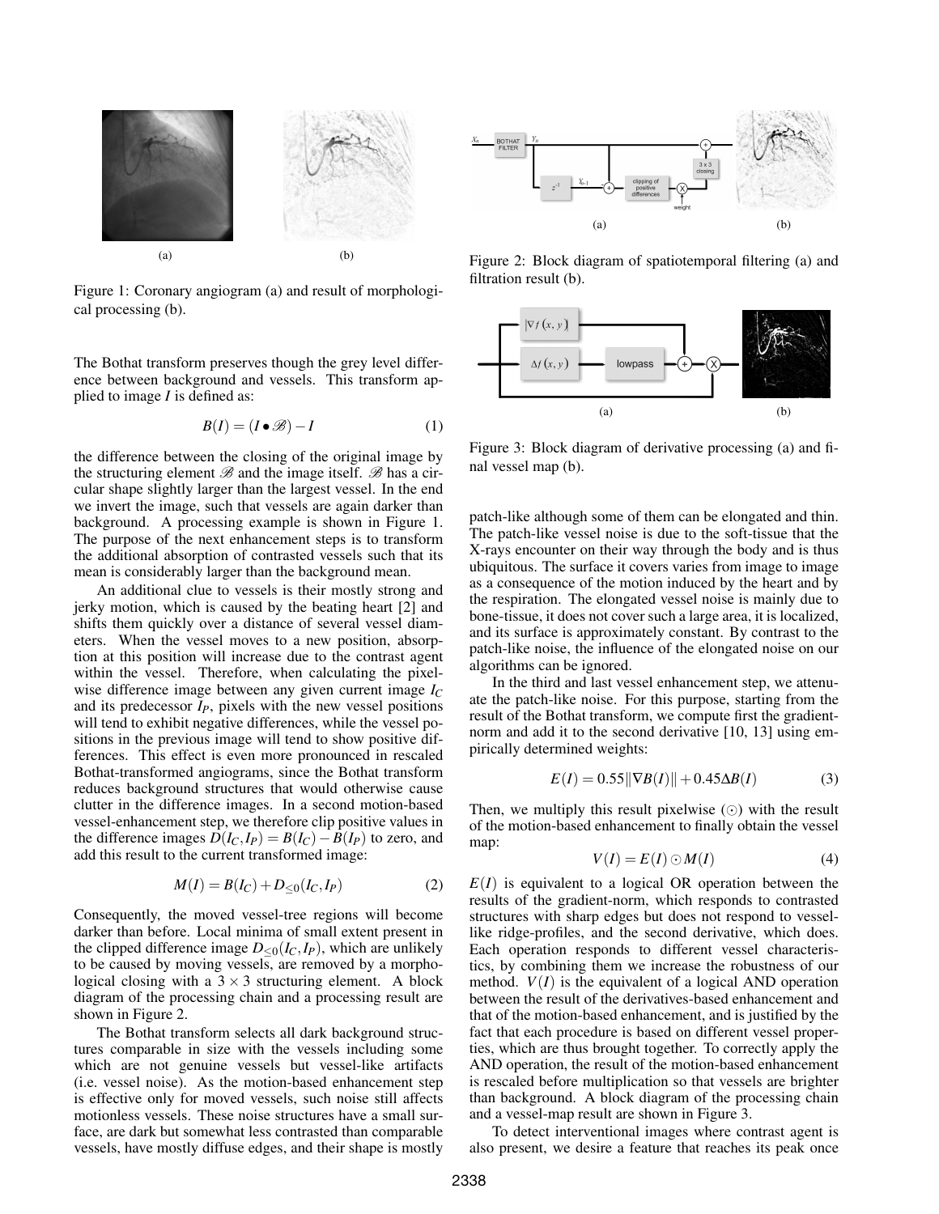Figure 1: Coronary angiogram (a) and result of morphological processing (b).

The Bothat transform preserves though the grey level difference between background and vessels. This transform applied to image $I$ is defined as:

$$B(I) = (I \bullet \mathscr{B}) - I \tag{1}$$

the difference between the closing of the original image by the structuring element $\mathscr{B}$ and the image itself. $\mathscr{B}$ has a circular shape slightly larger than the largest vessel. In the end we invert the image, such that vessels are again darker than background. A processing example is shown in Figure 1. The purpose of the next enhancement steps is to transform the additional absorption of contrasted vessels such that its mean is considerably larger than the background mean.

An additional clue to vessels is their mostly strong and jerky motion, which is caused by the beating heart [2] and shifts them quickly over a distance of several vessel diameters. When the vessel moves to a new position, absorption at this position will increase due to the contrast agent within the vessel. Therefore, when calculating the pixelwise difference image between any given current image $I_C$ and its predecessor $I_P$, pixels with the new vessel positions will tend to exhibit negative differences, while the vessel positions in the previous image will tend to show positive differences. This effect is even more pronounced in rescaled Bothat-transformed angiograms, since the Bothat transform reduces background structures that would otherwise cause clutter in the difference images. In a second motion-based vessel-enhancement step, we therefore clip positive values in the difference images $D(I_C, I_P) = B(I_C) - B(I_P)$ to zero, and add this result to the current transformed image:

$$M(I) = B(I_C) + D_{\leq 0}(I_C, I_P) \tag{2}$$

Consequently, the moved vessel-tree regions will become darker than before. Local minima of small extent present in the clipped difference image $D_{\leq 0}(I_C, I_P)$, which are unlikely to be caused by moving vessels, are removed by a morphological closing with a $3 \times 3$ structuring element. A block diagram of the processing chain and a processing result are shown in Figure 2.

The Bothat transform selects all dark background structures comparable in size with the vessels including some which are not genuine vessels but vessel-like artifacts (i.e. vessel noise). As the motion-based enhancement step is effective only for moved vessels, such noise still affects motionless vessels. These noise structures have a small surface, are dark but somewhat less contrasted than comparable vessels, have mostly diffuse edges, and their shape is mostly patch-like although some of them can be elongated and thin. The patch-like vessel noise is due to the soft-tissue that the X-rays encounter on their way through the body and is thus ubiquitous. The surface it covers varies from image to image as a consequence of the motion induced by the heart and by the respiration. The elongated vessel noise is mainly due to bone-tissue, it does not cover such a large area, it is localized, and its surface is approximately constant. By contrast to the patch-like noise, the influence of the elongated noise on our algorithms can be ignored.

Figure 2: Block diagram of spatiotemporal filtering (a) and filtration result (b).

Figure 3: Block diagram of derivative processing (a) and final vessel map (b).

In the third and last vessel enhancement step, we attenuate the patch-like noise. For this purpose, starting from the result of the Bothat transform, we compute first the gradient-norm and add it to the second derivative [10, 13] using empirically determined weights:

$$E(I) = 0.55\|\nabla B(I)\| + 0.45\Delta B(I) \tag{3}$$

Then, we multiply this result pixelwise ($\odot$) with the result of the motion-based enhancement to finally obtain the vessel map:

$$V(I) = E(I) \odot M(I) \tag{4}$$

$E(I)$ is equivalent to a logical OR operation between the results of the gradient-norm, which responds to contrasted structures with sharp edges but does not respond to vessel-like ridge-profiles, and the second derivative, which does. Each operation responds to different vessel characteristics, by combining them we increase the robustness of our method. $V(I)$ is the equivalent of a logical AND operation between the result of the derivatives-based enhancement and that of the motion-based enhancement, and is justified by the fact that each procedure is based on different vessel properties, which are thus brought together. To correctly apply the AND operation, the result of the motion-based enhancement is rescaled before multiplication so that vessels are brighter than background. A block diagram of the processing chain and a vessel-map result are shown in Figure 3.

To detect interventional images where contrast agent is also present, we desire a feature that reaches its peak once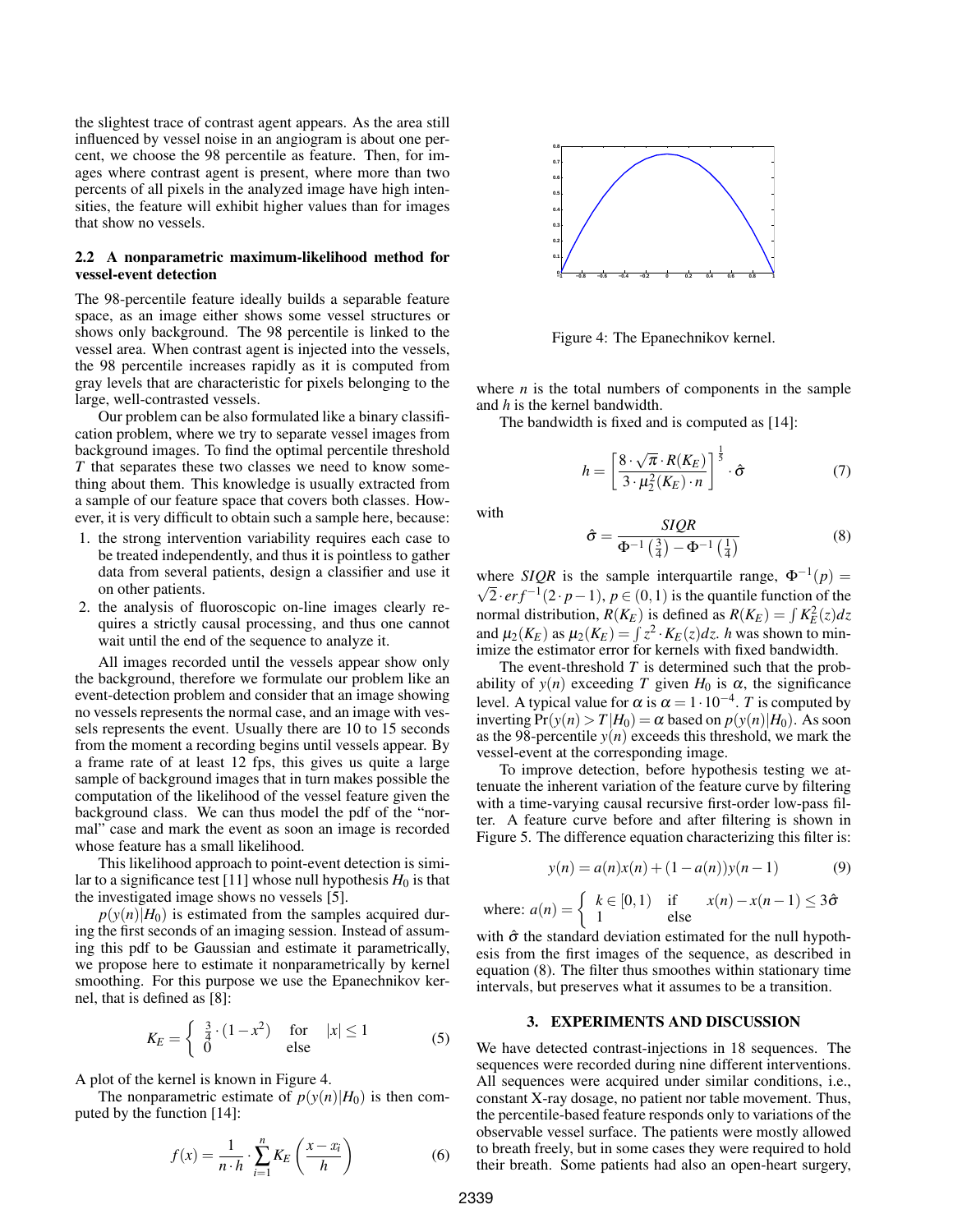the slightest trace of contrast agent appears. As the area still influenced by vessel noise in an angiogram is about one percent, we choose the 98 percentile as feature. Then, for images where contrast agent is present, where more than two percents of all pixels in the analyzed image have high intensities, the feature will exhibit higher values than for images that show no vessels.

### 2.2 A nonparametric maximum-likelihood method for vessel-event detection

The 98-percentile feature ideally builds a separable feature space, as an image either shows some vessel structures or shows only background. The 98 percentile is linked to the vessel area. When contrast agent is injected into the vessels, the 98 percentile increases rapidly as it is computed from gray levels that are characteristic for pixels belonging to the large, well-contrasted vessels.

Our problem can be also formulated like a binary classification problem, where we try to separate vessel images from background images. To find the optimal percentile threshold $T$ that separates these two classes we need to know something about them. This knowledge is usually extracted from a sample of our feature space that covers both classes. However, it is very difficult to obtain such a sample here, because:

1. the strong intervention variability requires each case to be treated independently, and thus it is pointless to gather data from several patients, design a classifier and use it on other patients.
2. the analysis of fluoroscopic on-line images clearly requires a strictly causal processing, and thus one cannot wait until the end of the sequence to analyze it.

All images recorded until the vessels appear show only the background, therefore we formulate our problem like an event-detection problem and consider that an image showing no vessels represents the normal case, and an image with vessels represents the event. Usually there are 10 to 15 seconds from the moment a recording begins until vessels appear. By a frame rate of at least 12 fps, this gives us quite a large sample of background images that in turn makes possible the computation of the likelihood of the vessel feature given the background class. We can thus model the pdf of the "normal" case and mark the event as soon as an image is recorded whose feature has a small likelihood.

This likelihood approach to point-event detection is similar to a significance test [11] whose null hypothesis $H_0$ is that the investigated image shows no vessels [5].

$p(y(n)|H_0)$ is estimated from the samples acquired during the first seconds of an imaging session. Instead of assuming this pdf to be Gaussian and estimate it parametrically, we propose here to estimate it nonparametrically by kernel smoothing. For this purpose we use the Epanechnikov kernel, that is defined as [8]:

$$K_E = \begin{cases} \frac{3}{4} \cdot (1 - x^2) & \text{for} \quad |x| \leq 1 \\ 0 & \text{else} \end{cases} \tag{5}$$

A plot of the kernel is known in Figure 4.

The nonparametric estimate of $p(y(n)|H_0)$ is then computed by the function [14]:

$$f(x) = \frac{1}{n \cdot h} \cdot \sum_{i=1}^{n} K_E\left(\frac{x - x_i}{h}\right) \tag{6}$$

Figure 4: The Epanechnikov kernel.

where $n$ is the total numbers of components in the sample and $h$ is the kernel bandwidth.

The bandwidth is fixed and is computed as [14]:

$$h = \left[\frac{8 \cdot \sqrt{\pi} \cdot R(K_E)}{3 \cdot \mu_2^2(K_E) \cdot n}\right]^{\frac{1}{5}} \cdot \hat{\sigma} \tag{7}$$

with

$$\hat{\sigma} = \frac{SIQR}{\Phi^{-1}\left(\frac{3}{4}\right) - \Phi^{-1}\left(\frac{1}{4}\right)} \tag{8}$$

where $SIQR$ is the sample interquartile range, $\Phi^{-1}(p) = \sqrt{2} \cdot erf^{-1}(2 \cdot p - 1)$, $p \in (0,1)$ is the quantile function of the normal distribution, $R(K_E)$ is defined as $R(K_E) = \int K_E^2(z)dz$ and $\mu_2(K_E)$ as $\mu_2(K_E) = \int z^2 \cdot K_E(z)dz$. $h$ was shown to minimize the estimator error for kernels with fixed bandwidth.

The event-threshold $T$ is determined such that the probability of $y(n)$ exceeding $T$ given $H_0$ is $\alpha$, the significance level. A typical value for $\alpha$ is $\alpha = 1 \cdot 10^{-4}$. $T$ is computed by inverting $\Pr(y(n) > T|H_0) = \alpha$ based on $p(y(n)|H_0)$. As soon as the 98-percentile $y(n)$ exceeds this threshold, we mark the vessel-event at the corresponding image.

To improve detection, before hypothesis testing we attenuate the inherent variation of the feature curve by filtering with a time-varying causal recursive first-order low-pass filter. A feature curve before and after filtering is shown in Figure 5. The difference equation characterizing this filter is:

$$y(n) = a(n)x(n) + (1 - a(n))y(n-1) \tag{9}$$

where: $a(n) = \begin{cases} k \in [0,1) & \text{if} \quad x(n) - x(n-1) \leq 3\hat{\sigma} \\ 1 & \text{else} \end{cases}$

with $\hat{\sigma}$ the standard deviation estimated for the null hypothesis from the first images of the sequence, as described in equation (8). The filter thus smoothes within stationary time intervals, but preserves what it assumes to be a transition.

## 3. EXPERIMENTS AND DISCUSSION

We have detected contrast-injections in 18 sequences. The sequences were recorded during nine different interventions. All sequences were acquired under similar conditions, i.e., constant X-ray dosage, no patient nor table movement. Thus, the percentile-based feature responds only to variations of the observable vessel surface. The patients were mostly allowed to breath freely, but in some cases they were required to hold their breath. Some patients had also an open-heart surgery,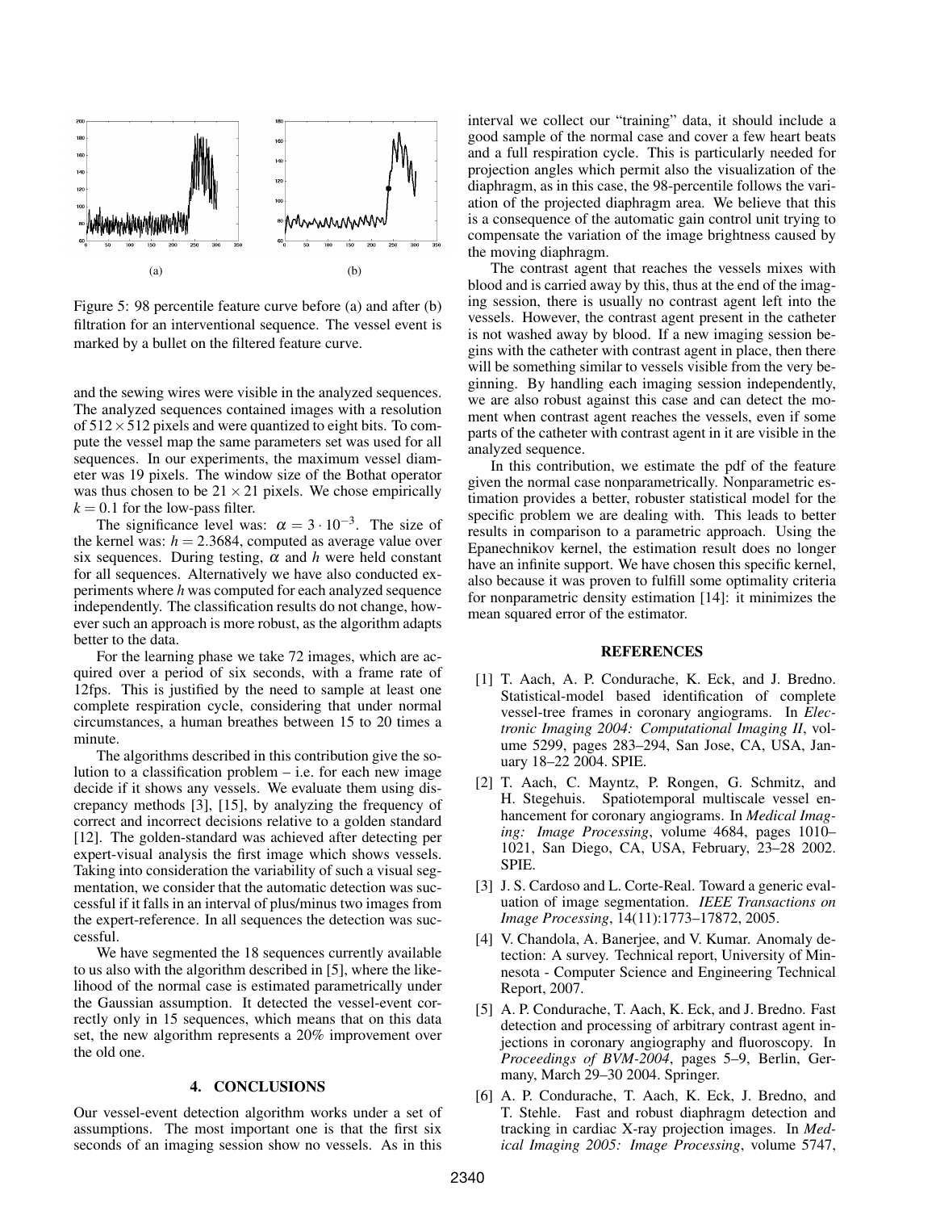Figure 5: 98 percentile feature curve before (a) and after (b) filtration for an interventional sequence. The vessel event is marked by a bullet on the filtered feature curve.

and the sewing wires were visible in the analyzed sequences. The analyzed sequences contained images with a resolution of $512 \times 512$ pixels and were quantized to eight bits. To compute the vessel map the same parameters set was used for all sequences. In our experiments, the maximum vessel diameter was 19 pixels. The window size of the Bothat operator was thus chosen to be $21 \times 21$ pixels. We chose empirically $k = 0.1$ for the low-pass filter.

The significance level was: $\alpha = 3 \cdot 10^{-3}$. The size of the kernel was: $h = 2.3684$, computed as average value over six sequences. During testing, $\alpha$ and $h$ were held constant for all sequences. Alternatively we have also conducted experiments where $h$ was computed for each analyzed sequence independently. The classification results do not change, however such an approach is more robust, as the algorithm adapts better to the data.

For the learning phase we take 72 images, which are acquired over a period of six seconds, with a frame rate of 12fps. This is justified by the need to sample at least one complete respiration cycle, considering that under normal circumstances, a human breathes between 15 to 20 times a minute.

The algorithms described in this contribution give the solution to a classification problem – i.e. for each new image decide if it shows any vessels. We evaluate them using discrepancy methods [3], [15], by analyzing the frequency of correct and incorrect decisions relative to a golden standard [12]. The golden-standard was achieved after detecting per expert-visual analysis the first image which shows vessels. Taking into consideration the variability of such a visual segmentation, we consider that the automatic detection was successful if it falls in an interval of plus/minus two images from the expert-reference. In all sequences the detection was successful.

We have segmented the 18 sequences currently available to us also with the algorithm described in [5], where the likelihood of the normal case is estimated parametrically under the Gaussian assumption. It detected the vessel-event correctly only in 15 sequences, which means that on this data set, the new algorithm represents a 20% improvement over the old one.

## 4. CONCLUSIONS

Our vessel-event detection algorithm works under a set of assumptions. The most important one is that the first six seconds of an imaging session show no vessels. As in this interval we collect our "training" data, it should include a good sample of the normal case and cover a few heart beats and a full respiration cycle. This is particularly needed for projection angles which permit also the visualization of the diaphragm, as in this case, the 98-percentile follows the variation of the projected diaphragm area. We believe that this is a consequence of the automatic gain control unit trying to compensate the variation of the image brightness caused by the moving diaphragm.

The contrast agent that reaches the vessels mixes with blood and is carried away by this, thus at the end of the imaging session, there is usually no contrast agent left into the vessels. However, the contrast agent present in the catheter is not washed away by blood. If a new imaging session begins with the catheter with contrast agent in place, then there will be something similar to vessels visible from the very beginning. By handling each imaging session independently, we are also robust against this case and can detect the moment when contrast agent reaches the vessels, even if some parts of the catheter with contrast agent in it are visible in the analyzed sequence.

In this contribution, we estimate the pdf of the feature given the normal case nonparametrically. Nonparametric estimation provides a better, robuster statistical model for the specific problem we are dealing with. This leads to better results in comparison to a parametric approach. Using the Epanechnikov kernel, the estimation result does no longer have an infinite support. We have chosen this specific kernel, also because it was proven to fulfill some optimality criteria for nonparametric density estimation [14]: it minimizes the mean squared error of the estimator.

## REFERENCES

[1] T. Aach, A. P. Condurache, K. Eck, and J. Bredno. Statistical-model based identification of complete vessel-tree frames in coronary angiograms. In *Electronic Imaging 2004: Computational Imaging II*, volume 5299, pages 283–294, San Jose, CA, USA, January 18–22 2004. SPIE.

[2] T. Aach, C. Mayntz, P. Rongen, G. Schmitz, and H. Stegehuis. Spatiotemporal multiscale vessel enhancement for coronary angiograms. In *Medical Imaging: Image Processing*, volume 4684, pages 1010–1021, San Diego, CA, USA, February, 23–28 2002. SPIE.

[3] J. S. Cardoso and L. Corte-Real. Toward a generic evaluation of image segmentation. *IEEE Transactions on Image Processing*, 14(11):1773–17872, 2005.

[4] V. Chandola, A. Banerjee, and V. Kumar. Anomaly detection: A survey. Technical report, University of Minnesota - Computer Science and Engineering Technical Report, 2007.

[5] A. P. Condurache, T. Aach, K. Eck, and J. Bredno. Fast detection and processing of arbitrary contrast agent injections in coronary angiography and fluoroscopy. In *Proceedings of BVM-2004*, pages 5–9, Berlin, Germany, March 29–30 2004. Springer.

[6] A. P. Condurache, T. Aach, K. Eck, J. Bredno, and T. Stehle. Fast and robust diaphragm detection and tracking in cardiac X-ray projection images. In *Medical Imaging 2005: Image Processing*, volume 5747,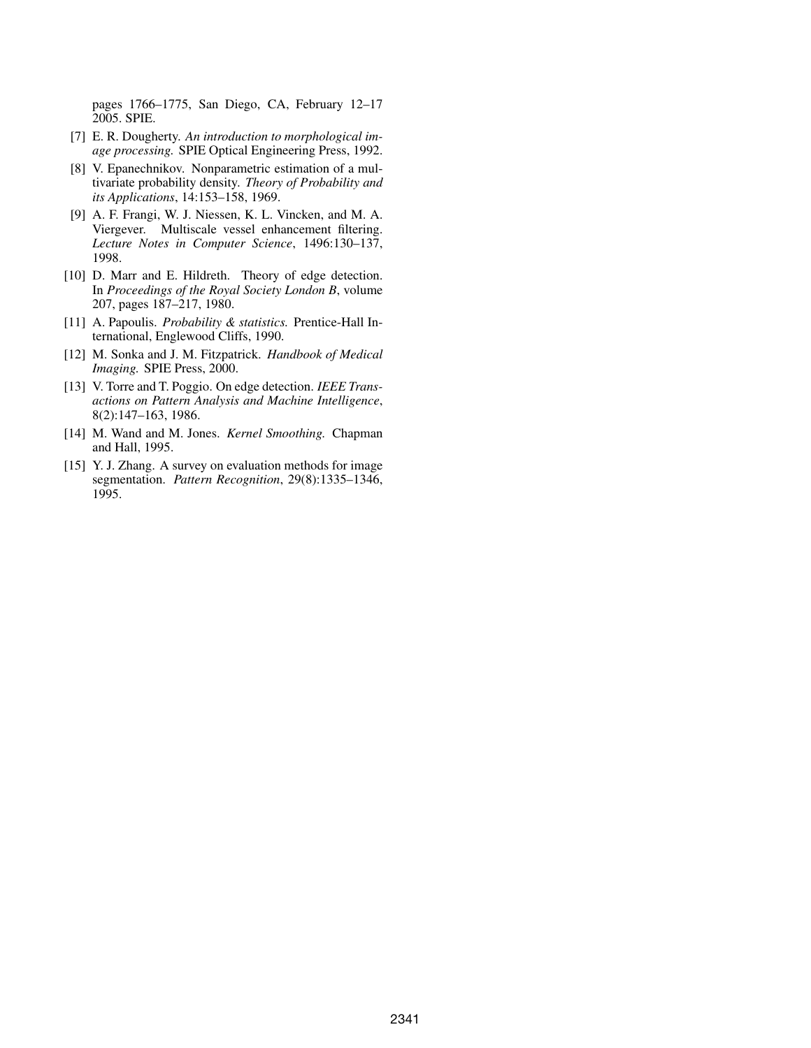pages 1766–1775, San Diego, CA, February 12–17 2005. SPIE.

[7] E. R. Dougherty. *An introduction to morphological image processing.* SPIE Optical Engineering Press, 1992.

[8] V. Epanechnikov. Nonparametric estimation of a multivariate probability density. *Theory of Probability and its Applications*, 14:153–158, 1969.

[9] A. F. Frangi, W. J. Niessen, K. L. Vincken, and M. A. Viergever. Multiscale vessel enhancement filtering. *Lecture Notes in Computer Science*, 1496:130–137, 1998.

[10] D. Marr and E. Hildreth. Theory of edge detection. In *Proceedings of the Royal Society London B*, volume 207, pages 187–217, 1980.

[11] A. Papoulis. *Probability & statistics.* Prentice-Hall International, Englewood Cliffs, 1990.

[12] M. Sonka and J. M. Fitzpatrick. *Handbook of Medical Imaging.* SPIE Press, 2000.

[13] V. Torre and T. Poggio. On edge detection. *IEEE Transactions on Pattern Analysis and Machine Intelligence*, 8(2):147–163, 1986.

[14] M. Wand and M. Jones. *Kernel Smoothing.* Chapman and Hall, 1995.

[15] Y. J. Zhang. A survey on evaluation methods for image segmentation. *Pattern Recognition*, 29(8):1335–1346, 1995.